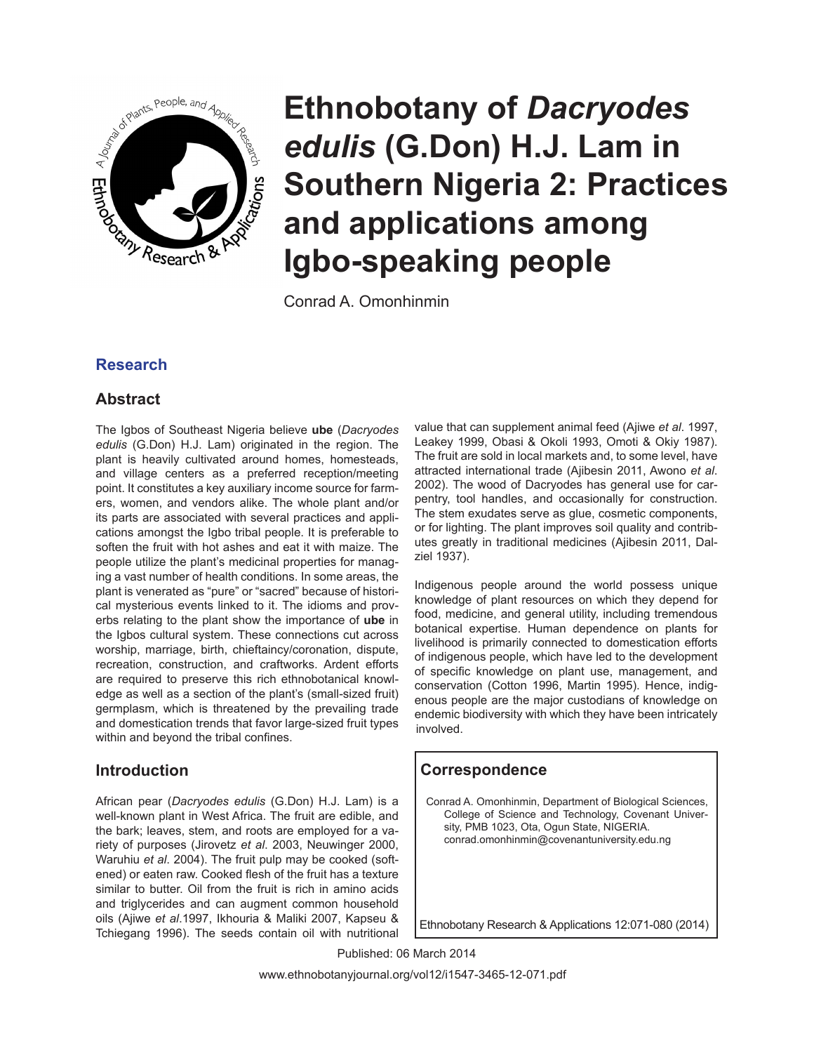# Ethnobotany of *Dacryodes edulis* (G.Don) H.J. Lam in Southern Nigeria 2: Practices and applications among Igbo-speaking people

Conrad A. Omonhinmin

## Research

## Abstract

The Igbos of Southeast Nigeria believe **ube** (*Dacryodes edulis* (G.Don) H.J. Lam) originated in the region. The plant is heavily cultivated around homes, homesteads, and village centers as a preferred reception/meeting point. It constitutes a key auxiliary income source for farmers, women, and vendors alike. The whole plant and/or its parts are associated with several practices and applications amongst the Igbo tribal people. It is preferable to soften the fruit with hot ashes and eat it with maize. The people utilize the plant's medicinal properties for managing a vast number of health conditions. In some areas, the plant is venerated as "pure" or "sacred" because of historical mysterious events linked to it. The idioms and proverbs relating to the plant show the importance of **ube** in the Igbos cultural system. These connections cut across worship, marriage, birth, chieftaincy/coronation, dispute, recreation, construction, and craftworks. Ardent efforts are required to preserve this rich ethnobotanical knowledge as well as a section of the plant's (small-sized fruit) germplasm, which is threatened by the prevailing trade and domestication trends that favor large-sized fruit types within and beyond the tribal confines.

## Introduction

African pear (*Dacryodes edulis* (G.Don) H.J. Lam) is a well-known plant in West Africa. The fruit are edible, and the bark; leaves, stem, and roots are employed for a variety of purposes (Jirovetz *et al*. 2003, Neuwinger 2000, Waruhiu *et al*. 2004). The fruit pulp may be cooked (softened) or eaten raw. Cooked flesh of the fruit has a texture similar to butter. Oil from the fruit is rich in amino acids and triglycerides and can augment common household oils (Ajiwe *et al*.1997, Ikhouria & Maliki 2007, Kapseu & Tchiegang 1996). The seeds contain oil with nutritional value that can supplement animal feed (Ajiwe *et al*. 1997, Leakey 1999, Obasi & Okoli 1993, Omoti & Okiy 1987). The fruit are sold in local markets and, to some level, have attracted international trade (Ajibesin 2011, Awono *et al*. 2002). The wood of Dacryodes has general use for carpentry, tool handles, and occasionally for construction. The stem exudates serve as glue, cosmetic components, or for lighting. The plant improves soil quality and contributes greatly in traditional medicines (Ajibesin 2011, Dalziel 1937).

Indigenous people around the world possess unique knowledge of plant resources on which they depend for food, medicine, and general utility, including tremendous botanical expertise. Human dependence on plants for livelihood is primarily connected to domestication efforts of indigenous people, which have led to the development of specific knowledge on plant use, management, and conservation (Cotton 1996, Martin 1995). Hence, indigenous people are the major custodians of knowledge on endemic biodiversity with which they have been intricately involved.

## Correspondence

Conrad A. Omonhinmin, Department of Biological Sciences, College of Science and Technology, Covenant University, PMB 1023, Ota, Ogun State, NIGERIA.
conrad.omonhinmin@covenantuniversity.edu.ng

Ethnobotany Research & Applications 12:071-080 (2014)

Published: 06 March 2014

www.ethnobotanyjournal.org/vol12/i1547-3465-12-071.pdf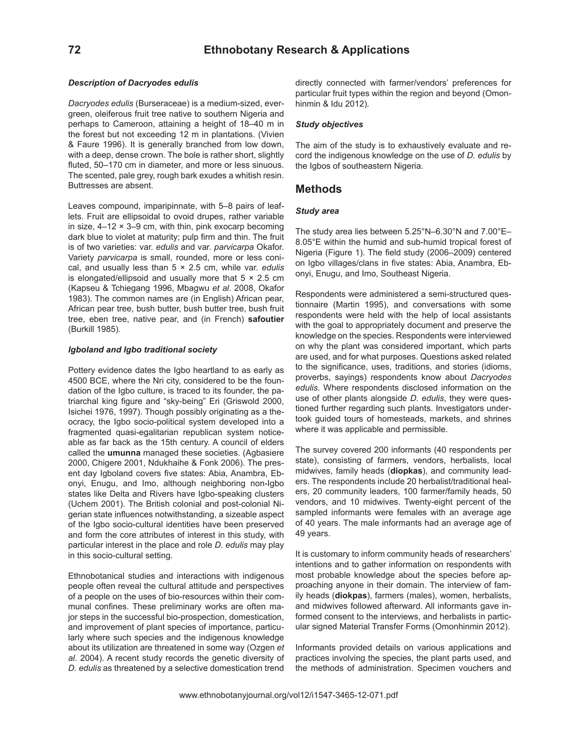### *Description of Dacryodes edulis*

*Dacryodes edulis* (Burseraceae) is a medium-sized, evergreen, oleiferous fruit tree native to southern Nigeria and perhaps to Cameroon, attaining a height of 18–40 m in the forest but not exceeding 12 m in plantations. (Vivien & Faure 1996). It is generally branched from low down, with a deep, dense crown. The bole is rather short, slightly fluted, 50–170 cm in diameter, and more or less sinuous. The scented, pale grey, rough bark exudes a whitish resin. Buttresses are absent.

Leaves compound, imparipinnate, with 5–8 pairs of leaflets. Fruit are ellipsoidal to ovoid drupes, rather variable in size, 4–12 × 3–9 cm, with thin, pink exocarp becoming dark blue to violet at maturity; pulp firm and thin. The fruit is of two varieties: var. *edulis* and var. *parvicarpa* Okafor. Variety *parvicarpa* is small, rounded, more or less conical, and usually less than 5 × 2.5 cm, while var. *edulis* is elongated/ellipsoid and usually more that 5 × 2.5 cm (Kapseu & Tchiegang 1996, Mbagwu *et al*. 2008, Okafor 1983). The common names are (in English) African pear, African pear tree, bush butter, bush butter tree, bush fruit tree, eben tree, native pear, and (in French) **safoutier** (Burkill 1985).

### *Igboland and Igbo traditional society*

Pottery evidence dates the Igbo heartland to as early as 4500 BCE, where the Nri city, considered to be the foundation of the Igbo culture, is traced to its founder, the patriarchal king figure and "sky-being" Eri (Griswold 2000, Isichei 1976, 1997). Though possibly originating as a theocracy, the Igbo socio-political system developed into a fragmented quasi-egalitarian republican system noticeable as far back as the 15th century. A council of elders called the **umunna** managed these societies. (Agbasiere 2000, Chigere 2001, Ndukhaihe & Fonk 2006). The present day Igboland covers five states: Abia, Anambra, Ebonyi, Enugu, and Imo, although neighboring non-Igbo states like Delta and Rivers have Igbo-speaking clusters (Uchem 2001). The British colonial and post-colonial Nigerian state influences notwithstanding, a sizeable aspect of the Igbo socio-cultural identities have been preserved and form the core attributes of interest in this study, with particular interest in the place and role *D. edulis* may play in this socio-cultural setting.

Ethnobotanical studies and interactions with indigenous people often reveal the cultural attitude and perspectives of a people on the uses of bio-resources within their communal confines. These preliminary works are often major steps in the successful bio-prospection, domestication, and improvement of plant species of importance, particularly where such species and the indigenous knowledge about its utilization are threatened in some way (Ozgen *et al*. 2004). A recent study records the genetic diversity of *D. edulis* as threatened by a selective domestication trend directly connected with farmer/vendors' preferences for particular fruit types within the region and beyond (Omonhinmin & Idu 2012).

### *Study objectives*

The aim of the study is to exhaustively evaluate and record the indigenous knowledge on the use of *D. edulis* by the Igbos of southeastern Nigeria.

## Methods

### *Study area*

The study area lies between 5.25°N–6.30°N and 7.00°E–8.05°E within the humid and sub-humid tropical forest of Nigeria (Figure 1). The field study (2006–2009) centered on Igbo villages/clans in five states: Abia, Anambra, Ebonyi, Enugu, and Imo, Southeast Nigeria.

Respondents were administered a semi-structured questionnaire (Martin 1995), and conversations with some respondents were held with the help of local assistants with the goal to appropriately document and preserve the knowledge on the species. Respondents were interviewed on why the plant was considered important, which parts are used, and for what purposes. Questions asked related to the significance, uses, traditions, and stories (idioms, proverbs, sayings) respondents know about *Dacryodes edulis*. Where respondents disclosed information on the use of other plants alongside *D. edulis*, they were questioned further regarding such plants. Investigators undertook guided tours of homesteads, markets, and shrines where it was applicable and permissible.

The survey covered 200 informants (40 respondents per state), consisting of farmers, vendors, herbalists, local midwives, family heads (**diopkas**), and community leaders. The respondents include 20 herbalist/traditional healers, 20 community leaders, 100 farmer/family heads, 50 vendors, and 10 midwives. Twenty-eight percent of the sampled informants were females with an average age of 40 years. The male informants had an average age of 49 years.

It is customary to inform community heads of researchers' intentions and to gather information on respondents with most probable knowledge about the species before approaching anyone in their domain. The interview of family heads (**diokpas**), farmers (males), women, herbalists, and midwives followed afterward. All informants gave informed consent to the interviews, and herbalists in particular signed Material Transfer Forms (Omonhinmin 2012).

Informants provided details on various applications and practices involving the species, the plant parts used, and the methods of administration. Specimen vouchers and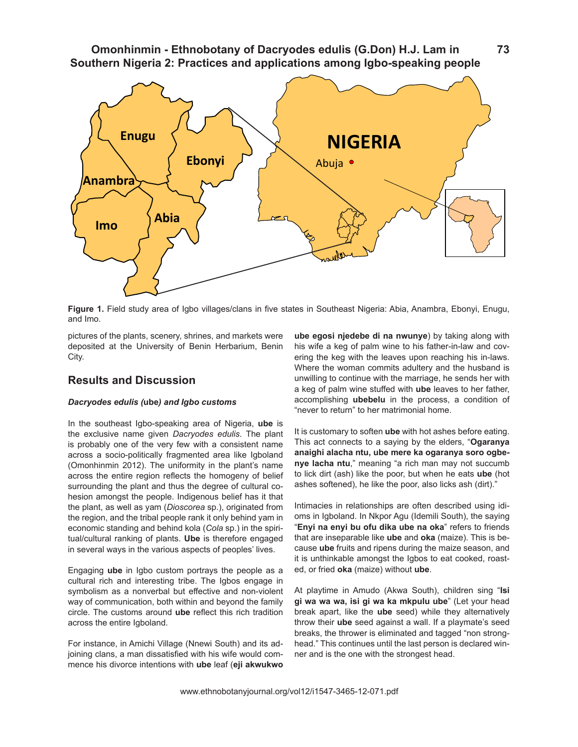**Figure 1.** Field study area of Igbo villages/clans in five states in Southeast Nigeria: Abia, Anambra, Ebonyi, Enugu, and Imo.

pictures of the plants, scenery, shrines, and markets were deposited at the University of Benin Herbarium, Benin City.

## Results and Discussion

### *Dacryodes edulis (***ube***) and Igbo customs*

In the southeast Igbo-speaking area of Nigeria, **ube** is the exclusive name given *Dacryodes edulis*. The plant is probably one of the very few with a consistent name across a socio-politically fragmented area like Igboland (Omonhinmin 2012). The uniformity in the plant's name across the entire region reflects the homogeny of belief surrounding the plant and thus the degree of cultural cohesion amongst the people. Indigenous belief has it that the plant, as well as yam (*Dioscorea* sp.), originated from the region, and the tribal people rank it only behind yam in economic standing and behind kola (*Cola* sp.) in the spiritual/cultural ranking of plants. **Ube** is therefore engaged in several ways in the various aspects of peoples' lives.

Engaging **ube** in Igbo custom portrays the people as a cultural rich and interesting tribe. The Igbos engage in symbolism as a nonverbal but effective and non-violent way of communication, both within and beyond the family circle. The customs around **ube** reflect this rich tradition across the entire Igboland.

For instance, in Amichi Village (Nnewi South) and its adjoining clans, a man dissatisfied with his wife would commence his divorce intentions with **ube** leaf (**eji akwukwo ube egosi njedebe di na nwunye**) by taking along with his wife a keg of palm wine to his father-in-law and covering the keg with the leaves upon reaching his in-laws. Where the woman commits adultery and the husband is unwilling to continue with the marriage, he sends her with a keg of palm wine stuffed with **ube** leaves to her father, accomplishing **ubebelu** in the process, a condition of "never to return" to her matrimonial home.

It is customary to soften **ube** with hot ashes before eating. This act connects to a saying by the elders, "**Ogaranya anaighi alacha ntu, ube mere ka ogaranya soro ogbenye lacha ntu**," meaning "a rich man may not succumb to lick dirt (ash) like the poor, but when he eats **ube** (hot ashes softened), he like the poor, also licks ash (dirt)."

Intimacies in relationships are often described using idioms in Igboland. In Nkpor Agu (Idemili South), the saying "**Enyi na enyi bu ofu dika ube na oka**" refers to friends that are inseparable like **ube** and **oka** (maize). This is because **ube** fruits and ripens during the maize season, and it is unthinkable amongst the Igbos to eat cooked, roasted, or fried **oka** (maize) without **ube**.

At playtime in Amudo (Akwa South), children sing "**Isi gi wa wa wa, isi gi wa ka mkpulu ube**" (Let your head break apart, like the **ube** seed) while they alternatively throw their **ube** seed against a wall. If a playmate's seed breaks, the thrower is eliminated and tagged "non strong-head." This continues until the last person is declared winner and is the one with the strongest head.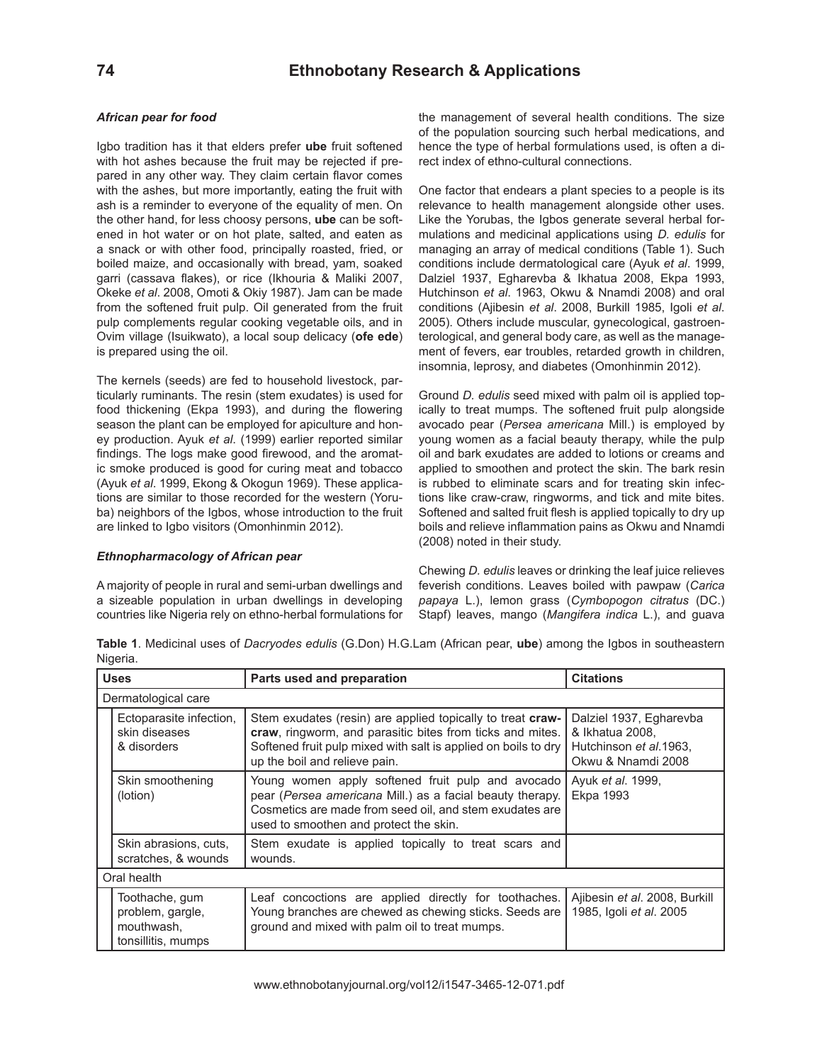### *African pear for food*

Igbo tradition has it that elders prefer **ube** fruit softened with hot ashes because the fruit may be rejected if prepared in any other way. They claim certain flavor comes with the ashes, but more importantly, eating the fruit with ash is a reminder to everyone of the equality of men. On the other hand, for less choosy persons, **ube** can be softened in hot water or on hot plate, salted, and eaten as a snack or with other food, principally roasted, fried, or boiled maize, and occasionally with bread, yam, soaked garri (cassava flakes), or rice (Ikhouria & Maliki 2007, Okeke *et al*. 2008, Omoti & Okiy 1987). Jam can be made from the softened fruit pulp. Oil generated from the fruit pulp complements regular cooking vegetable oils, and in Ovim village (Isuikwato), a local soup delicacy (**ofe ede**) is prepared using the oil.

The kernels (seeds) are fed to household livestock, particularly ruminants. The resin (stem exudates) is used for food thickening (Ekpa 1993), and during the flowering season the plant can be employed for apiculture and honey production. Ayuk *et al*. (1999) earlier reported similar findings. The logs make good firewood, and the aromatic smoke produced is good for curing meat and tobacco (Ayuk *et al*. 1999, Ekong & Okogun 1969). These applications are similar to those recorded for the western (Yoruba) neighbors of the Igbos, whose introduction to the fruit are linked to Igbo visitors (Omonhinmin 2012).

### *Ethnopharmacology of African pear*

A majority of people in rural and semi-urban dwellings and a sizeable population in urban dwellings in developing countries like Nigeria rely on ethno-herbal formulations for the management of several health conditions. The size of the population sourcing such herbal medications, and hence the type of herbal formulations used, is often a direct index of ethno-cultural connections.

One factor that endears a plant species to a people is its relevance to health management alongside other uses. Like the Yorubas, the Igbos generate several herbal formulations and medicinal applications using *D. edulis* for managing an array of medical conditions (Table 1). Such conditions include dermatological care (Ayuk *et al*. 1999, Dalziel 1937, Egharevba & Ikhatua 2008, Ekpa 1993, Hutchinson *et al*. 1963, Okwu & Nnamdi 2008) and oral conditions (Ajibesin *et al*. 2008, Burkill 1985, Igoli *et al*. 2005). Others include muscular, gynecological, gastroenterological, and general body care, as well as the management of fevers, ear troubles, retarded growth in children, insomnia, leprosy, and diabetes (Omonhinmin 2012).

Ground *D. edulis* seed mixed with palm oil is applied topically to treat mumps. The softened fruit pulp alongside avocado pear (*Persea americana* Mill.) is employed by young women as a facial beauty therapy, while the pulp oil and bark exudates are added to lotions or creams and applied to smoothen and protect the skin. The bark resin is rubbed to eliminate scars and for treating skin infections like craw-craw, ringworms, and tick and mite bites. Softened and salted fruit flesh is applied topically to dry up boils and relieve inflammation pains as Okwu and Nnamdi (2008) noted in their study.

Chewing *D. edulis* leaves or drinking the leaf juice relieves feverish conditions. Leaves boiled with pawpaw (*Carica papaya* L.), lemon grass (*Cymbopogon citratus* (DC.) Stapf) leaves, mango (*Mangifera indica* L.), and guava

**Table 1**. Medicinal uses of *Dacryodes edulis* (G.Don) H.G.Lam (African pear, **ube**) among the Igbos in southeastern Nigeria.

| Uses | Parts used and preparation | Citations |
|---|---|---|
| Dermatological care | | |
| Ectoparasite infection, skin diseases & disorders | Stem exudates (resin) are applied topically to treat **craw-craw**, ringworm, and parasitic bites from ticks and mites. Softened fruit pulp mixed with salt is applied on boils to dry up the boil and relieve pain. | Dalziel 1937, Egharevba & Ikhatua 2008, Hutchinson *et al*.1963, Okwu & Nnamdi 2008 |
| Skin smoothening (lotion) | Young women apply softened fruit pulp and avocado pear (*Persea americana* Mill.) as a facial beauty therapy. Cosmetics are made from seed oil, and stem exudates are used to smoothen and protect the skin. | Ayuk *et al*. 1999, Ekpa 1993 |
| Skin abrasions, cuts, scratches, & wounds | Stem exudate is applied topically to treat scars and wounds. | |
| Oral health | | |
| Toothache, gum problem, gargle, mouthwash, tonsillitis, mumps | Leaf concoctions are applied directly for toothaches. Young branches are chewed as chewing sticks. Seeds are ground and mixed with palm oil to treat mumps. | Ajibesin *et al*. 2008, Burkill 1985, Igoli *et al*. 2005 |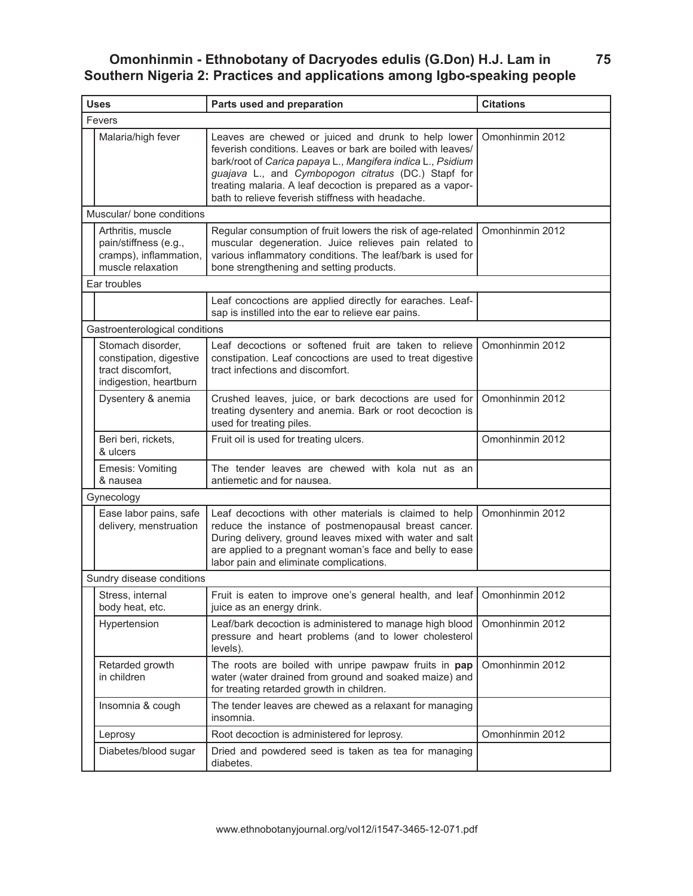| Uses | | Parts used and preparation | Citations |
|---|---|---|---|
| Fevers | | | |
| | Malaria/high fever | Leaves are chewed or juiced and drunk to help lower feverish conditions. Leaves or bark are boiled with leaves/bark/root of *Carica papaya* L., *Mangifera indica* L., *Psidium guajava* L., and *Cymbopogon citratus* (DC.) Stapf for treating malaria. A leaf decoction is prepared as a vapor-bath to relieve feverish stiffness with headache. | Omonhinmin 2012 |
| Muscular/ bone conditions | | | |
| | Arthritis, muscle pain/stiffness (e.g., cramps), inflammation, muscle relaxation | Regular consumption of fruit lowers the risk of age-related muscular degeneration. Juice relieves pain related to various inflammatory conditions. The leaf/bark is used for bone strengthening and setting products. | Omonhinmin 2012 |
| Ear troubles | | | |
| | | Leaf concoctions are applied directly for earaches. Leaf-sap is instilled into the ear to relieve ear pains. | |
| Gastroenterological conditions | | | |
| | Stomach disorder, constipation, digestive tract discomfort, indigestion, heartburn | Leaf decoctions or softened fruit are taken to relieve constipation. Leaf concoctions are used to treat digestive tract infections and discomfort. | Omonhinmin 2012 |
| | Dysentery & anemia | Crushed leaves, juice, or bark decoctions are used for treating dysentery and anemia. Bark or root decoction is used for treating piles. | Omonhinmin 2012 |
| | Beri beri, rickets, & ulcers | Fruit oil is used for treating ulcers. | Omonhinmin 2012 |
| | Emesis: Vomiting & nausea | The tender leaves are chewed with kola nut as an antiemetic and for nausea. | |
| Gynecology | | | |
| | Ease labor pains, safe delivery, menstruation | Leaf decoctions with other materials is claimed to help reduce the instance of postmenopausal breast cancer. During delivery, ground leaves mixed with water and salt are applied to a pregnant woman's face and belly to ease labor pain and eliminate complications. | Omonhinmin 2012 |
| Sundry disease conditions | | | |
| | Stress, internal body heat, etc. | Fruit is eaten to improve one's general health, and leaf juice as an energy drink. | Omonhinmin 2012 |
| | Hypertension | Leaf/bark decoction is administered to manage high blood pressure and heart problems (and to lower cholesterol levels). | Omonhinmin 2012 |
| | Retarded growth in children | The roots are boiled with unripe pawpaw fruits in **pap** water (water drained from ground and soaked maize) and for treating retarded growth in children. | Omonhinmin 2012 |
| | Insomnia & cough | The tender leaves are chewed as a relaxant for managing insomnia. | |
| | Leprosy | Root decoction is administered for leprosy. | Omonhinmin 2012 |
| | Diabetes/blood sugar | Dried and powdered seed is taken as tea for managing diabetes. | |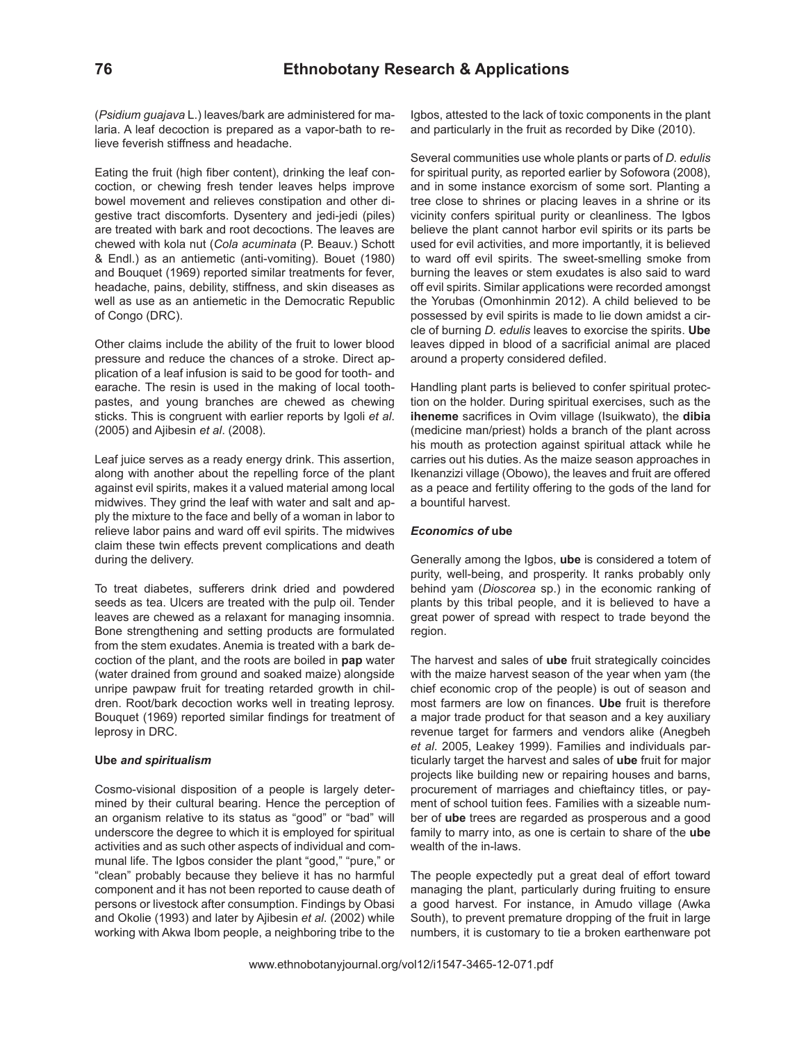(*Psidium guajava* L.) leaves/bark are administered for malaria. A leaf decoction is prepared as a vapor-bath to relieve feverish stiffness and headache.

Eating the fruit (high fiber content), drinking the leaf concoction, or chewing fresh tender leaves helps improve bowel movement and relieves constipation and other digestive tract discomforts. Dysentery and jedi-jedi (piles) are treated with bark and root decoctions. The leaves are chewed with kola nut (*Cola acuminata* (P. Beauv.) Schott & Endl.) as an antiemetic (anti-vomiting). Bouet (1980) and Bouquet (1969) reported similar treatments for fever, headache, pains, debility, stiffness, and skin diseases as well as use as an antiemetic in the Democratic Republic of Congo (DRC).

Other claims include the ability of the fruit to lower blood pressure and reduce the chances of a stroke. Direct application of a leaf infusion is said to be good for tooth- and earache. The resin is used in the making of local toothpastes, and young branches are chewed as chewing sticks. This is congruent with earlier reports by Igoli *et al*. (2005) and Ajibesin *et al*. (2008).

Leaf juice serves as a ready energy drink. This assertion, along with another about the repelling force of the plant against evil spirits, makes it a valued material among local midwives. They grind the leaf with water and salt and apply the mixture to the face and belly of a woman in labor to relieve labor pains and ward off evil spirits. The midwives claim these twin effects prevent complications and death during the delivery.

To treat diabetes, sufferers drink dried and powdered seeds as tea. Ulcers are treated with the pulp oil. Tender leaves are chewed as a relaxant for managing insomnia. Bone strengthening and setting products are formulated from the stem exudates. Anemia is treated with a bark decoction of the plant, and the roots are boiled in **pap** water (water drained from ground and soaked maize) alongside unripe pawpaw fruit for treating retarded growth in children. Root/bark decoction works well in treating leprosy. Bouquet (1969) reported similar findings for treatment of leprosy in DRC.

### Ube *and spiritualism*

Cosmo-visional disposition of a people is largely determined by their cultural bearing. Hence the perception of an organism relative to its status as "good" or "bad" will underscore the degree to which it is employed for spiritual activities and as such other aspects of individual and communal life. The Igbos consider the plant "good," "pure," or "clean" probably because they believe it has no harmful component and it has not been reported to cause death of persons or livestock after consumption. Findings by Obasi and Okolie (1993) and later by Ajibesin *et al*. (2002) while working with Akwa Ibom people, a neighboring tribe to the Igbos, attested to the lack of toxic components in the plant and particularly in the fruit as recorded by Dike (2010).

Several communities use whole plants or parts of *D. edulis* for spiritual purity, as reported earlier by Sofowora (2008), and in some instance exorcism of some sort. Planting a tree close to shrines or placing leaves in a shrine or its vicinity confers spiritual purity or cleanliness. The Igbos believe the plant cannot harbor evil spirits or its parts be used for evil activities, and more importantly, it is believed to ward off evil spirits. The sweet-smelling smoke from burning the leaves or stem exudates is also said to ward off evil spirits. Similar applications were recorded amongst the Yorubas (Omonhinmin 2012). A child believed to be possessed by evil spirits is made to lie down amidst a circle of burning *D. edulis* leaves to exorcise the spirits. **Ube** leaves dipped in blood of a sacrificial animal are placed around a property considered defiled.

Handling plant parts is believed to confer spiritual protection on the holder. During spiritual exercises, such as the **iheneme** sacrifices in Ovim village (Isuikwato), the **dibia** (medicine man/priest) holds a branch of the plant across his mouth as protection against spiritual attack while he carries out his duties. As the maize season approaches in Ikenanzizi village (Obowo), the leaves and fruit are offered as a peace and fertility offering to the gods of the land for a bountiful harvest.

### *Economics of* ube

Generally among the Igbos, **ube** is considered a totem of purity, well-being, and prosperity. It ranks probably only behind yam (*Dioscorea* sp.) in the economic ranking of plants by this tribal people, and it is believed to have a great power of spread with respect to trade beyond the region.

The harvest and sales of **ube** fruit strategically coincides with the maize harvest season of the year when yam (the chief economic crop of the people) is out of season and most farmers are low on finances. **Ube** fruit is therefore a major trade product for that season and a key auxiliary revenue target for farmers and vendors alike (Anegbeh *et al*. 2005, Leakey 1999). Families and individuals particularly target the harvest and sales of **ube** fruit for major projects like building new or repairing houses and barns, procurement of marriages and chieftaincy titles, or payment of school tuition fees. Families with a sizeable number of **ube** trees are regarded as prosperous and a good family to marry into, as one is certain to share of the **ube** wealth of the in-laws.

The people expectedly put a great deal of effort toward managing the plant, particularly during fruiting to ensure a good harvest. For instance, in Amudo village (Awka South), to prevent premature dropping of the fruit in large numbers, it is customary to tie a broken earthenware pot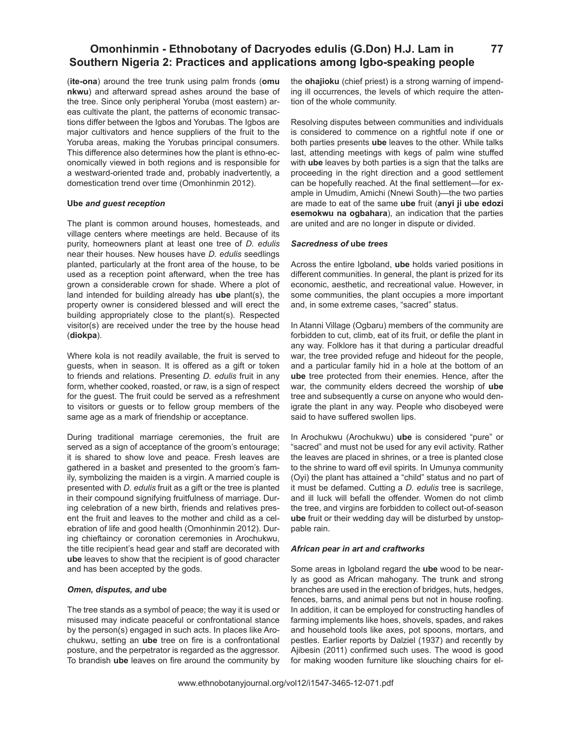(**ite-ona**) around the tree trunk using palm fronds (**omu nkwu**) and afterward spread ashes around the base of the tree. Since only peripheral Yoruba (most eastern) areas cultivate the plant, the patterns of economic transactions differ between the Igbos and Yorubas. The Igbos are major cultivators and hence suppliers of the fruit to the Yoruba areas, making the Yorubas principal consumers. This difference also determines how the plant is ethno-economically viewed in both regions and is responsible for a westward-oriented trade and, probably inadvertently, a domestication trend over time (Omonhinmin 2012).

#### Ube *and guest reception*

The plant is common around houses, homesteads, and village centers where meetings are held. Because of its purity, homeowners plant at least one tree of *D. edulis* near their houses. New houses have *D. edulis* seedlings planted, particularly at the front area of the house, to be used as a reception point afterward, when the tree has grown a considerable crown for shade. Where a plot of land intended for building already has **ube** plant(s), the property owner is considered blessed and will erect the building appropriately close to the plant(s). Respected visitor(s) are received under the tree by the house head (**diokpa**).

Where kola is not readily available, the fruit is served to guests, when in season. It is offered as a gift or token to friends and relations. Presenting *D. edulis* fruit in any form, whether cooked, roasted, or raw, is a sign of respect for the guest. The fruit could be served as a refreshment to visitors or guests or to fellow group members of the same age as a mark of friendship or acceptance.

During traditional marriage ceremonies, the fruit are served as a sign of acceptance of the groom's entourage; it is shared to show love and peace. Fresh leaves are gathered in a basket and presented to the groom's family, symbolizing the maiden is a virgin. A married couple is presented with *D. edulis* fruit as a gift or the tree is planted in their compound signifying fruitfulness of marriage. During celebration of a new birth, friends and relatives present the fruit and leaves to the mother and child as a celebration of life and good health (Omonhinmin 2012). During chieftaincy or coronation ceremonies in Arochukwu, the title recipient's head gear and staff are decorated with **ube** leaves to show that the recipient is of good character and has been accepted by the gods.

#### *Omen, disputes, and* ube

The tree stands as a symbol of peace; the way it is used or misused may indicate peaceful or confrontational stance by the person(s) engaged in such acts. In places like Arochukwu, setting an **ube** tree on fire is a confrontational posture, and the perpetrator is regarded as the aggressor. To brandish **ube** leaves on fire around the community by the **ohajioku** (chief priest) is a strong warning of impending ill occurrences, the levels of which require the attention of the whole community.

Resolving disputes between communities and individuals is considered to commence on a rightful note if one or both parties presents **ube** leaves to the other. While talks last, attending meetings with kegs of palm wine stuffed with **ube** leaves by both parties is a sign that the talks are proceeding in the right direction and a good settlement can be hopefully reached. At the final settlement—for example in Umudim, Amichi (Nnewi South)—the two parties are made to eat of the same **ube** fruit (**anyi ji ube edozi esemokwu na ogbahara**), an indication that the parties are united and are no longer in dispute or divided.

#### *Sacredness of* ube *trees*

Across the entire Igboland, **ube** holds varied positions in different communities. In general, the plant is prized for its economic, aesthetic, and recreational value. However, in some communities, the plant occupies a more important and, in some extreme cases, "sacred" status.

In Atanni Village (Ogbaru) members of the community are forbidden to cut, climb, eat of its fruit, or defile the plant in any way. Folklore has it that during a particular dreadful war, the tree provided refuge and hideout for the people, and a particular family hid in a hole at the bottom of an **ube** tree protected from their enemies. Hence, after the war, the community elders decreed the worship of **ube** tree and subsequently a curse on anyone who would denigrate the plant in any way. People who disobeyed were said to have suffered swollen lips.

In Arochukwu (Arochukwu) **ube** is considered "pure" or "sacred" and must not be used for any evil activity. Rather the leaves are placed in shrines, or a tree is planted close to the shrine to ward off evil spirits. In Umunya community (Oyi) the plant has attained a "child" status and no part of it must be defamed. Cutting a *D. edulis* tree is sacrilege, and ill luck will befall the offender. Women do not climb the tree, and virgins are forbidden to collect out-of-season **ube** fruit or their wedding day will be disturbed by unstoppable rain.

#### *African pear in art and craftworks*

Some areas in Igboland regard the **ube** wood to be nearly as good as African mahogany. The trunk and strong branches are used in the erection of bridges, huts, hedges, fences, barns, and animal pens but not in house roofing. In addition, it can be employed for constructing handles of farming implements like hoes, shovels, spades, and rakes and household tools like axes, pot spoons, mortars, and pestles. Earlier reports by Dalziel (1937) and recently by Ajibesin (2011) confirmed such uses. The wood is good for making wooden furniture like slouching chairs for el-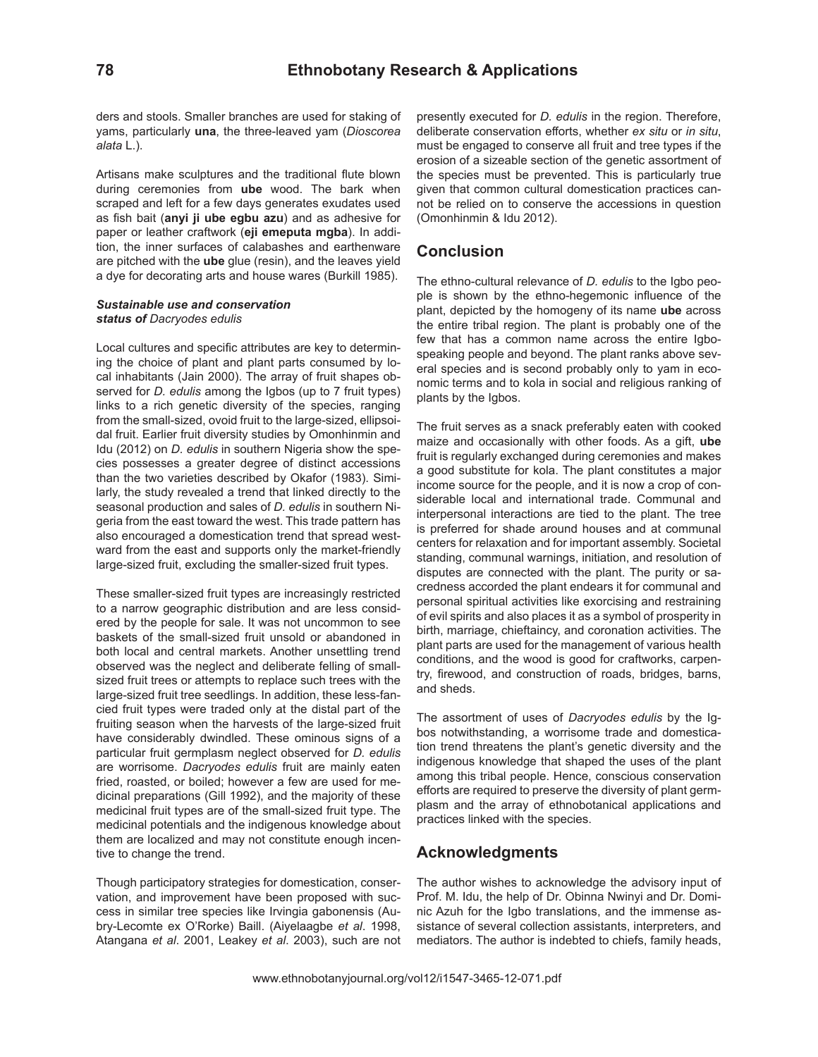ders and stools. Smaller branches are used for staking of yams, particularly **una**, the three-leaved yam (*Dioscorea alata* L.).

Artisans make sculptures and the traditional flute blown during ceremonies from **ube** wood. The bark when scraped and left for a few days generates exudates used as fish bait (**anyi ji ube egbu azu**) and as adhesive for paper or leather craftwork (**eji emeputa mgba**). In addition, the inner surfaces of calabashes and earthenware are pitched with the **ube** glue (resin), and the leaves yield a dye for decorating arts and house wares (Burkill 1985).

#### *Sustainable use and conservation status of Dacryodes edulis*

Local cultures and specific attributes are key to determining the choice of plant and plant parts consumed by local inhabitants (Jain 2000). The array of fruit shapes observed for *D. edulis* among the Igbos (up to 7 fruit types) links to a rich genetic diversity of the species, ranging from the small-sized, ovoid fruit to the large-sized, ellipsoidal fruit. Earlier fruit diversity studies by Omonhinmin and Idu (2012) on *D. edulis* in southern Nigeria show the species possesses a greater degree of distinct accessions than the two varieties described by Okafor (1983). Similarly, the study revealed a trend that linked directly to the seasonal production and sales of *D. edulis* in southern Nigeria from the east toward the west. This trade pattern has also encouraged a domestication trend that spread westward from the east and supports only the market-friendly large-sized fruit, excluding the smaller-sized fruit types.

These smaller-sized fruit types are increasingly restricted to a narrow geographic distribution and are less considered by the people for sale. It was not uncommon to see baskets of the small-sized fruit unsold or abandoned in both local and central markets. Another unsettling trend observed was the neglect and deliberate felling of small-sized fruit trees or attempts to replace such trees with the large-sized fruit tree seedlings. In addition, these less-fancied fruit types were traded only at the distal part of the fruiting season when the harvests of the large-sized fruit have considerably dwindled. These ominous signs of a particular fruit germplasm neglect observed for *D. edulis* are worrisome. *Dacryodes edulis* fruit are mainly eaten fried, roasted, or boiled; however a few are used for medicinal preparations (Gill 1992), and the majority of these medicinal fruit types are of the small-sized fruit type. The medicinal potentials and the indigenous knowledge about them are localized and may not constitute enough incentive to change the trend.

Though participatory strategies for domestication, conservation, and improvement have been proposed with success in similar tree species like Irvingia gabonensis (Aubry-Lecomte ex O'Rorke) Baill. (Aiyelaagbe *et al*. 1998, Atangana *et al*. 2001, Leakey *et al*. 2003), such are not presently executed for *D. edulis* in the region. Therefore, deliberate conservation efforts, whether *ex situ* or *in situ*, must be engaged to conserve all fruit and tree types if the erosion of a sizeable section of the genetic assortment of the species must be prevented. This is particularly true given that common cultural domestication practices cannot be relied on to conserve the accessions in question (Omonhinmin & Idu 2012).

## Conclusion

The ethno-cultural relevance of *D. edulis* to the Igbo people is shown by the ethno-hegemonic influence of the plant, depicted by the homogeny of its name **ube** across the entire tribal region. The plant is probably one of the few that has a common name across the entire Igbo-speaking people and beyond. The plant ranks above several species and is second probably only to yam in economic terms and to kola in social and religious ranking of plants by the Igbos.

The fruit serves as a snack preferably eaten with cooked maize and occasionally with other foods. As a gift, **ube** fruit is regularly exchanged during ceremonies and makes a good substitute for kola. The plant constitutes a major income source for the people, and it is now a crop of considerable local and international trade. Communal and interpersonal interactions are tied to the plant. The tree is preferred for shade around houses and at communal centers for relaxation and for important assembly. Societal standing, communal warnings, initiation, and resolution of disputes are connected with the plant. The purity or sacredness accorded the plant endears it for communal and personal spiritual activities like exorcising and restraining of evil spirits and also places it as a symbol of prosperity in birth, marriage, chieftaincy, and coronation activities. The plant parts are used for the management of various health conditions, and the wood is good for craftworks, carpentry, firewood, and construction of roads, bridges, barns, and sheds.

The assortment of uses of *Dacryodes edulis* by the Igbos notwithstanding, a worrisome trade and domestication trend threatens the plant's genetic diversity and the indigenous knowledge that shaped the uses of the plant among this tribal people. Hence, conscious conservation efforts are required to preserve the diversity of plant germplasm and the array of ethnobotanical applications and practices linked with the species.

## Acknowledgments

The author wishes to acknowledge the advisory input of Prof. M. Idu, the help of Dr. Obinna Nwinyi and Dr. Dominic Azuh for the Igbo translations, and the immense assistance of several collection assistants, interpreters, and mediators. The author is indebted to chiefs, family heads,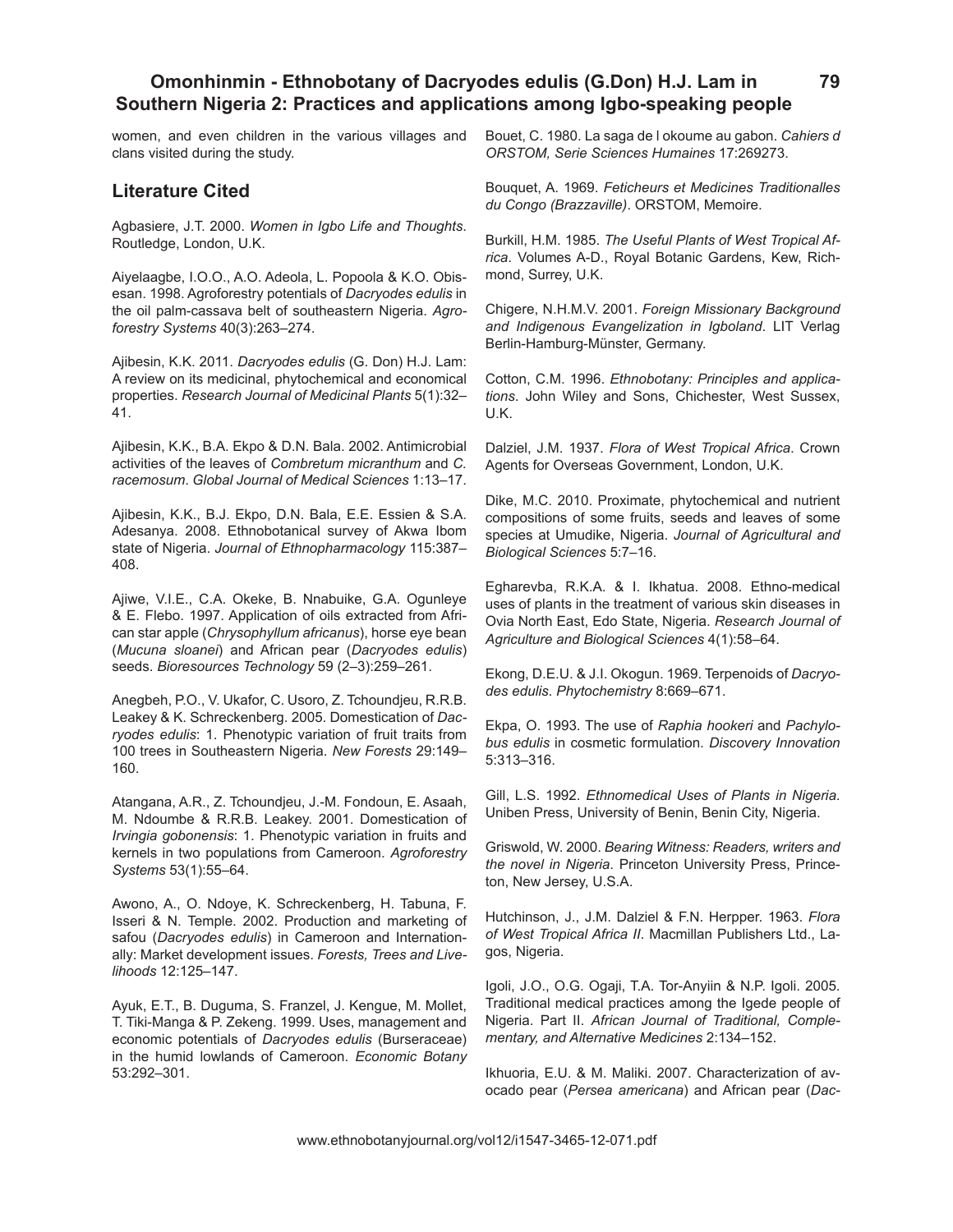women, and even children in the various villages and clans visited during the study.

## Literature Cited

Agbasiere, J.T. 2000. *Women in Igbo Life and Thoughts*. Routledge, London, U.K.

Aiyelaagbe, I.O.O., A.O. Adeola, L. Popoola & K.O. Obisesan. 1998. Agroforestry potentials of *Dacryodes edulis* in the oil palm-cassava belt of southeastern Nigeria. *Agroforestry Systems* 40(3):263–274.

Ajibesin, K.K. 2011. *Dacryodes edulis* (G. Don) H.J. Lam: A review on its medicinal, phytochemical and economical properties. *Research Journal of Medicinal Plants* 5(1):32–41.

Ajibesin, K.K., B.A. Ekpo & D.N. Bala. 2002. Antimicrobial activities of the leaves of *Combretum micranthum* and *C. racemosum*. *Global Journal of Medical Sciences* 1:13–17.

Ajibesin, K.K., B.J. Ekpo, D.N. Bala, E.E. Essien & S.A. Adesanya. 2008. Ethnobotanical survey of Akwa Ibom state of Nigeria. *Journal of Ethnopharmacology* 115:387–408.

Ajiwe, V.I.E., C.A. Okeke, B. Nnabuike, G.A. Ogunleye & E. Flebo. 1997. Application of oils extracted from African star apple (*Chrysophyllum africanus*), horse eye bean (*Mucuna sloanei*) and African pear (*Dacryodes edulis*) seeds. *Bioresources Technology* 59 (2–3):259–261.

Anegbeh, P.O., V. Ukafor, C. Usoro, Z. Tchoundjeu, R.R.B. Leakey & K. Schreckenberg. 2005. Domestication of *Dacryodes edulis*: 1. Phenotypic variation of fruit traits from 100 trees in Southeastern Nigeria. *New Forests* 29:149–160.

Atangana, A.R., Z. Tchoundjeu, J.-M. Fondoun, E. Asaah, M. Ndoumbe & R.R.B. Leakey. 2001. Domestication of *Irvingia gobonensis*: 1. Phenotypic variation in fruits and kernels in two populations from Cameroon. *Agroforestry Systems* 53(1):55–64.

Awono, A., O. Ndoye, K. Schreckenberg, H. Tabuna, F. Isseri & N. Temple. 2002. Production and marketing of safou (*Dacryodes edulis*) in Cameroon and Internationally: Market development issues. *Forests, Trees and Livelihoods* 12:125–147.

Ayuk, E.T., B. Duguma, S. Franzel, J. Kengue, M. Mollet, T. Tiki-Manga & P. Zekeng. 1999. Uses, management and economic potentials of *Dacryodes edulis* (Burseraceae) in the humid lowlands of Cameroon. *Economic Botany* 53:292–301.

Bouet, C. 1980. La saga de l okoume au gabon. *Cahiers d ORSTOM, Serie Sciences Humaines* 17:269273.

Bouquet, A. 1969. *Feticheurs et Medicines Traditionalles du Congo (Brazzaville)*. ORSTOM, Memoire.

Burkill, H.M. 1985. *The Useful Plants of West Tropical Africa*. Volumes A-D., Royal Botanic Gardens, Kew, Richmond, Surrey, U.K.

Chigere, N.H.M.V. 2001. *Foreign Missionary Background and Indigenous Evangelization in Igboland*. LIT Verlag Berlin-Hamburg-Münster, Germany.

Cotton, C.M. 1996. *Ethnobotany: Principles and applications*. John Wiley and Sons, Chichester, West Sussex, U.K.

Dalziel, J.M. 1937. *Flora of West Tropical Africa*. Crown Agents for Overseas Government, London, U.K.

Dike, M.C. 2010. Proximate, phytochemical and nutrient compositions of some fruits, seeds and leaves of some species at Umudike, Nigeria. *Journal of Agricultural and Biological Sciences* 5:7–16.

Egharevba, R.K.A. & I. Ikhatua. 2008. Ethno-medical uses of plants in the treatment of various skin diseases in Ovia North East, Edo State, Nigeria. *Research Journal of Agriculture and Biological Sciences* 4(1):58–64.

Ekong, D.E.U. & J.I. Okogun. 1969. Terpenoids of *Dacryodes edulis*. *Phytochemistry* 8:669–671.

Ekpa, O. 1993. The use of *Raphia hookeri* and *Pachylobus edulis* in cosmetic formulation. *Discovery Innovation* 5:313–316.

Gill, L.S. 1992. *Ethnomedical Uses of Plants in Nigeria*. Uniben Press, University of Benin, Benin City, Nigeria.

Griswold, W. 2000. *Bearing Witness: Readers, writers and the novel in Nigeria*. Princeton University Press, Princeton, New Jersey, U.S.A.

Hutchinson, J., J.M. Dalziel & F.N. Herpper. 1963. *Flora of West Tropical Africa II*. Macmillan Publishers Ltd., Lagos, Nigeria.

Igoli, J.O., O.G. Ogaji, T.A. Tor-Anyiin & N.P. Igoli. 2005. Traditional medical practices among the Igede people of Nigeria. Part II. *African Journal of Traditional, Complementary, and Alternative Medicines* 2:134–152.

Ikhuoria, E.U. & M. Maliki. 2007. Characterization of avocado pear (*Persea americana*) and African pear (*Dac-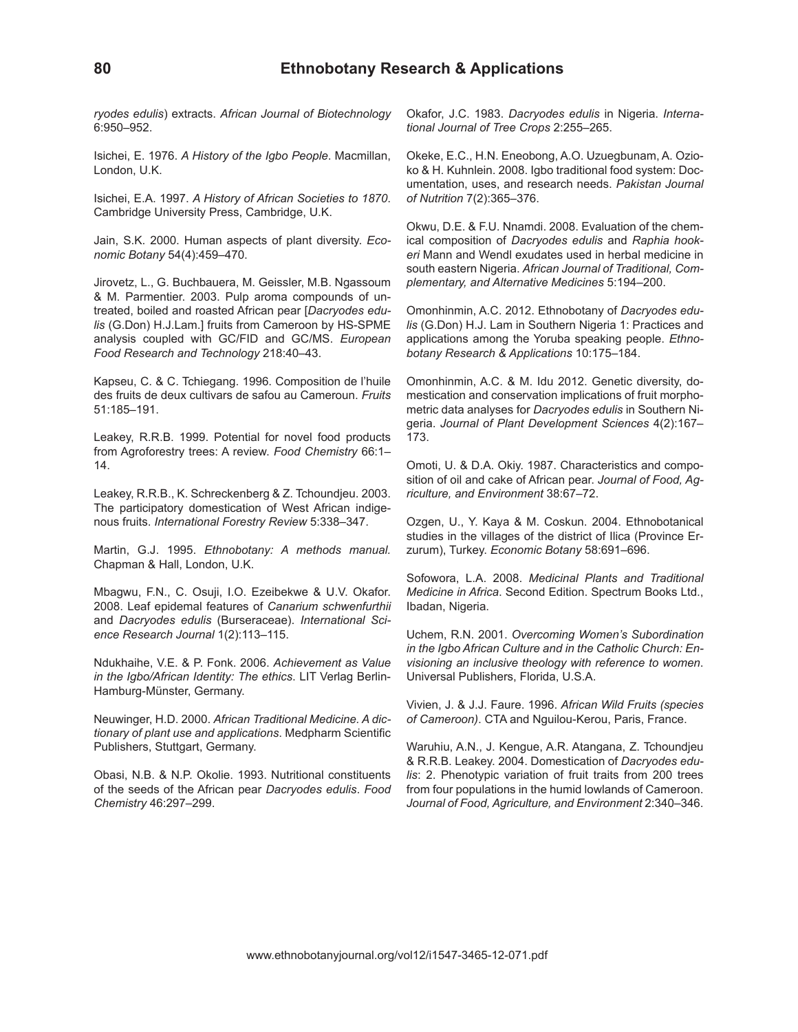*ryodes edulis*) extracts. *African Journal of Biotechnology* 6:950–952.

Isichei, E. 1976. *A History of the Igbo People*. Macmillan, London, U.K.

Isichei, E.A. 1997. *A History of African Societies to 1870*. Cambridge University Press, Cambridge, U.K.

Jain, S.K. 2000. Human aspects of plant diversity. *Economic Botany* 54(4):459–470.

Jirovetz, L., G. Buchbauera, M. Geissler, M.B. Ngassoum & M. Parmentier. 2003. Pulp aroma compounds of untreated, boiled and roasted African pear [*Dacryodes edulis* (G.Don) H.J.Lam.] fruits from Cameroon by HS-SPME analysis coupled with GC/FID and GC/MS. *European Food Research and Technology* 218:40–43.

Kapseu, C. & C. Tchiegang. 1996. Composition de l'huile des fruits de deux cultivars de safou au Cameroun. *Fruits* 51:185–191.

Leakey, R.R.B. 1999. Potential for novel food products from Agroforestry trees: A review. *Food Chemistry* 66:1–14.

Leakey, R.R.B., K. Schreckenberg & Z. Tchoundjeu. 2003. The participatory domestication of West African indigenous fruits. *International Forestry Review* 5:338–347.

Martin, G.J. 1995. *Ethnobotany: A methods manual*. Chapman & Hall, London, U.K.

Mbagwu, F.N., C. Osuji, I.O. Ezeibekwe & U.V. Okafor. 2008. Leaf epidemal features of *Canarium schwenfurthii* and *Dacryodes edulis* (Burseraceae). *International Science Research Journal* 1(2):113–115.

Ndukhaihe, V.E. & P. Fonk. 2006. *Achievement as Value in the Igbo/African Identity: The ethics*. LIT Verlag Berlin-Hamburg-Münster, Germany.

Neuwinger, H.D. 2000. *African Traditional Medicine. A dictionary of plant use and applications*. Medpharm Scientific Publishers, Stuttgart, Germany.

Obasi, N.B. & N.P. Okolie. 1993. Nutritional constituents of the seeds of the African pear *Dacryodes edulis*. *Food Chemistry* 46:297–299.

Okafor, J.C. 1983. *Dacryodes edulis* in Nigeria. *International Journal of Tree Crops* 2:255–265.

Okeke, E.C., H.N. Eneobong, A.O. Uzuegbunam, A. Ozioko & H. Kuhnlein. 2008. Igbo traditional food system: Documentation, uses, and research needs. *Pakistan Journal of Nutrition* 7(2):365–376.

Okwu, D.E. & F.U. Nnamdi. 2008. Evaluation of the chemical composition of *Dacryodes edulis* and *Raphia hookeri* Mann and Wendl exudates used in herbal medicine in south eastern Nigeria. *African Journal of Traditional, Complementary, and Alternative Medicines* 5:194–200.

Omonhinmin, A.C. 2012. Ethnobotany of *Dacryodes edulis* (G.Don) H.J. Lam in Southern Nigeria 1: Practices and applications among the Yoruba speaking people. *Ethnobotany Research & Applications* 10:175–184.

Omonhinmin, A.C. & M. Idu 2012. Genetic diversity, domestication and conservation implications of fruit morphometric data analyses for *Dacryodes edulis* in Southern Nigeria. *Journal of Plant Development Sciences* 4(2):167–173.

Omoti, U. & D.A. Okiy. 1987. Characteristics and composition of oil and cake of African pear. *Journal of Food, Agriculture, and Environment* 38:67–72.

Ozgen, U., Y. Kaya & M. Coskun. 2004. Ethnobotanical studies in the villages of the district of Ilica (Province Erzurum), Turkey. *Economic Botany* 58:691–696.

Sofowora, L.A. 2008. *Medicinal Plants and Traditional Medicine in Africa*. Second Edition. Spectrum Books Ltd., Ibadan, Nigeria.

Uchem, R.N. 2001. *Overcoming Women's Subordination in the Igbo African Culture and in the Catholic Church: Envisioning an inclusive theology with reference to women*. Universal Publishers, Florida, U.S.A.

Vivien, J. & J.J. Faure. 1996. *African Wild Fruits (species of Cameroon)*. CTA and Nguilou-Kerou, Paris, France.

Waruhiu, A.N., J. Kengue, A.R. Atangana, Z. Tchoundjeu & R.R.B. Leakey. 2004. Domestication of *Dacryodes edulis*: 2. Phenotypic variation of fruit traits from 200 trees from four populations in the humid lowlands of Cameroon. *Journal of Food, Agriculture, and Environment* 2:340–346.